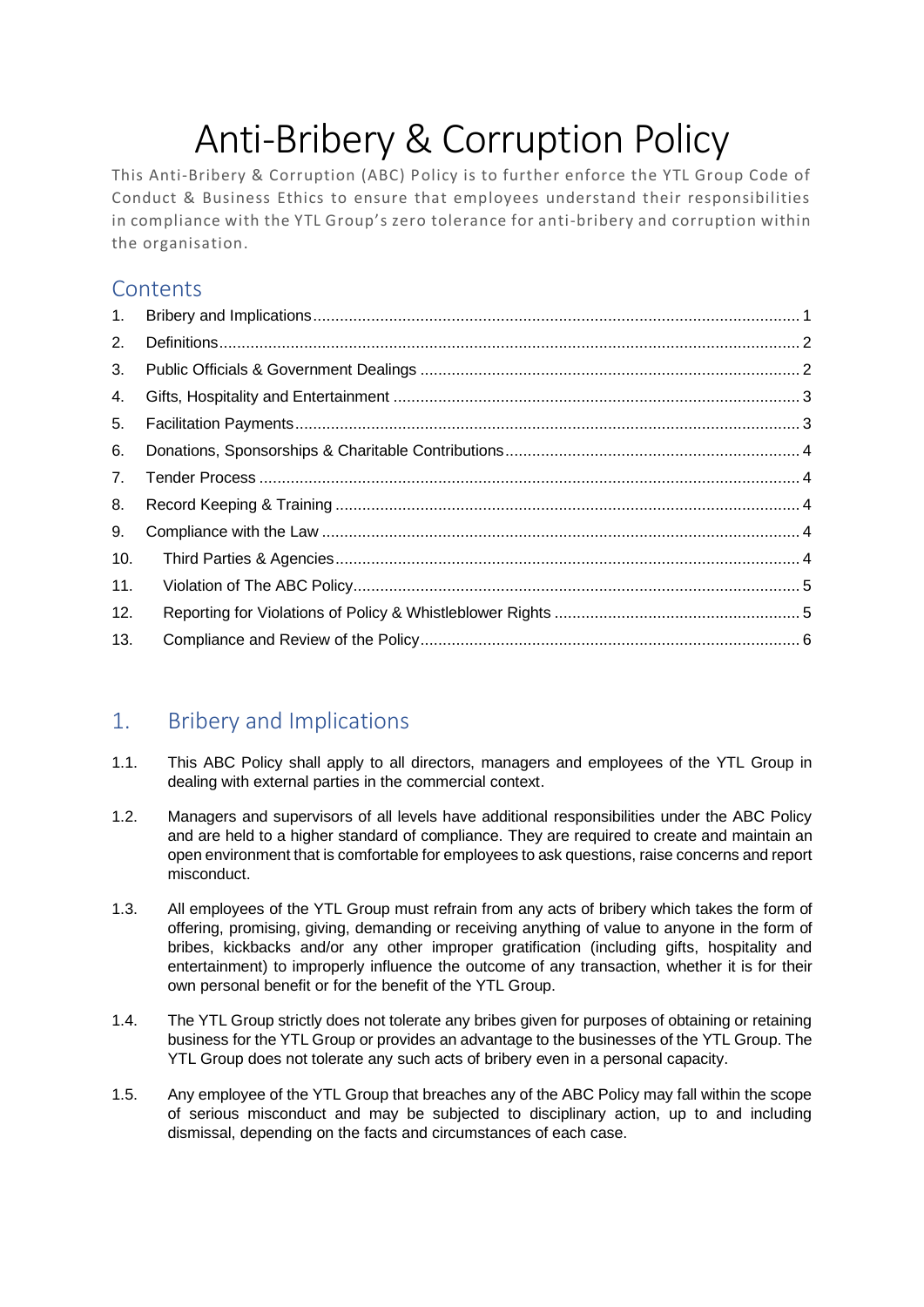# Anti-Bribery & Corruption Policy

This Anti-Bribery & Corruption (ABC) Policy is to further enforce the YTL Group Code of Conduct & Business Ethics to ensure that employees understand their responsibilities in compliance with the YTL Group's zero tolerance for anti-bribery and corruption within the organisation.

## Contents

1. Bribery and Implications .......... 1
2. Definitions .......... 2
3. Public Officials & Government Dealings .......... 2
4. Gifts, Hospitality and Entertainment .......... 3
5. Facilitation Payments .......... 3
6. Donations, Sponsorships & Charitable Contributions .......... 4
7. Tender Process .......... 4
8. Record Keeping & Training .......... 4
9. Compliance with the Law .......... 4
10. Third Parties & Agencies .......... 4
11. Violation of The ABC Policy .......... 5
12. Reporting for Violations of Policy & Whistleblower Rights .......... 5
13. Compliance and Review of the Policy .......... 6

## 1. Bribery and Implications

1.1. This ABC Policy shall apply to all directors, managers and employees of the YTL Group in dealing with external parties in the commercial context.

1.2. Managers and supervisors of all levels have additional responsibilities under the ABC Policy and are held to a higher standard of compliance. They are required to create and maintain an open environment that is comfortable for employees to ask questions, raise concerns and report misconduct.

1.3. All employees of the YTL Group must refrain from any acts of bribery which takes the form of offering, promising, giving, demanding or receiving anything of value to anyone in the form of bribes, kickbacks and/or any other improper gratification (including gifts, hospitality and entertainment) to improperly influence the outcome of any transaction, whether it is for their own personal benefit or for the benefit of the YTL Group.

1.4. The YTL Group strictly does not tolerate any bribes given for purposes of obtaining or retaining business for the YTL Group or provides an advantage to the businesses of the YTL Group. The YTL Group does not tolerate any such acts of bribery even in a personal capacity.

1.5. Any employee of the YTL Group that breaches any of the ABC Policy may fall within the scope of serious misconduct and may be subjected to disciplinary action, up to and including dismissal, depending on the facts and circumstances of each case.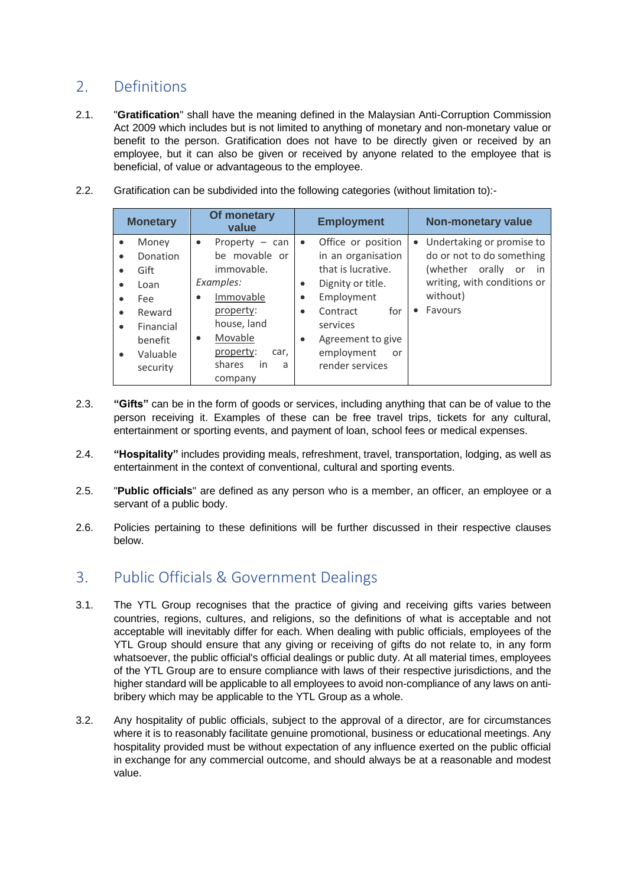## 2. Definitions

2.1. "**Gratification**" shall have the meaning defined in the Malaysian Anti-Corruption Commission Act 2009 which includes but is not limited to anything of monetary and non-monetary value or benefit to the person. Gratification does not have to be directly given or received by an employee, but it can also be given or received by anyone related to the employee that is beneficial, of value or advantageous to the employee.

2.2. Gratification can be subdivided into the following categories (without limitation to):-

| Monetary | Of monetary value | Employment | Non-monetary value |
|---|---|---|---|
| • Money<br>• Donation<br>• Gift<br>• Loan<br>• Fee<br>• Reward<br>• Financial benefit<br>• Valuable security | • Property – can be movable or immovable.<br>*Examples:*<br>• Immovable property: house, land<br>• Movable property: car, shares in a company | • Office or position in an organisation that is lucrative.<br>• Dignity or title.<br>• Employment<br>• Contract for services<br>• Agreement to give employment or render services | • Undertaking or promise to do or not to do something (whether orally or in writing, with conditions or without)<br>• Favours |

2.3. **"Gifts"** can be in the form of goods or services, including anything that can be of value to the person receiving it. Examples of these can be free travel trips, tickets for any cultural, entertainment or sporting events, and payment of loan, school fees or medical expenses.

2.4. **"Hospitality"** includes providing meals, refreshment, travel, transportation, lodging, as well as entertainment in the context of conventional, cultural and sporting events.

2.5. "**Public officials**" are defined as any person who is a member, an officer, an employee or a servant of a public body.

2.6. Policies pertaining to these definitions will be further discussed in their respective clauses below.

## 3. Public Officials & Government Dealings

3.1. The YTL Group recognises that the practice of giving and receiving gifts varies between countries, regions, cultures, and religions, so the definitions of what is acceptable and not acceptable will inevitably differ for each. When dealing with public officials, employees of the YTL Group should ensure that any giving or receiving of gifts do not relate to, in any form whatsoever, the public official's official dealings or public duty. At all material times, employees of the YTL Group are to ensure compliance with laws of their respective jurisdictions, and the higher standard will be applicable to all employees to avoid non-compliance of any laws on anti-bribery which may be applicable to the YTL Group as a whole.

3.2. Any hospitality of public officials, subject to the approval of a director, are for circumstances where it is to reasonably facilitate genuine promotional, business or educational meetings. Any hospitality provided must be without expectation of any influence exerted on the public official in exchange for any commercial outcome, and should always be at a reasonable and modest value.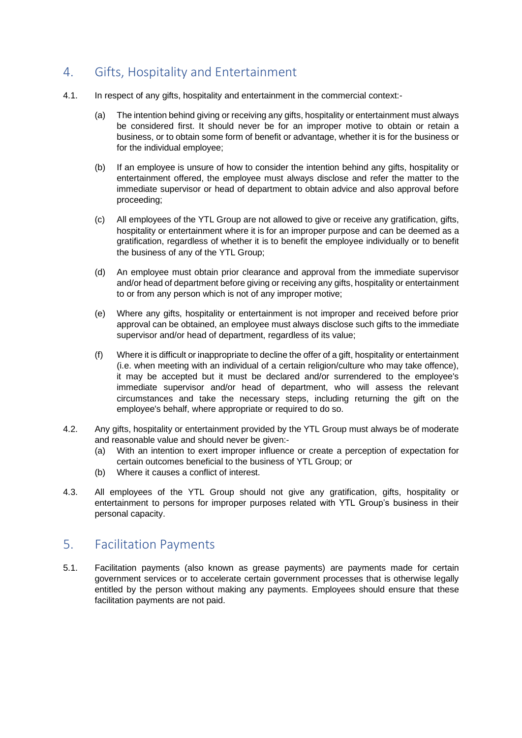## 4. Gifts, Hospitality and Entertainment

4.1. In respect of any gifts, hospitality and entertainment in the commercial context:-

(a) The intention behind giving or receiving any gifts, hospitality or entertainment must always be considered first. It should never be for an improper motive to obtain or retain a business, or to obtain some form of benefit or advantage, whether it is for the business or for the individual employee;

(b) If an employee is unsure of how to consider the intention behind any gifts, hospitality or entertainment offered, the employee must always disclose and refer the matter to the immediate supervisor or head of department to obtain advice and also approval before proceeding;

(c) All employees of the YTL Group are not allowed to give or receive any gratification, gifts, hospitality or entertainment where it is for an improper purpose and can be deemed as a gratification, regardless of whether it is to benefit the employee individually or to benefit the business of any of the YTL Group;

(d) An employee must obtain prior clearance and approval from the immediate supervisor and/or head of department before giving or receiving any gifts, hospitality or entertainment to or from any person which is not of any improper motive;

(e) Where any gifts, hospitality or entertainment is not improper and received before prior approval can be obtained, an employee must always disclose such gifts to the immediate supervisor and/or head of department, regardless of its value;

(f) Where it is difficult or inappropriate to decline the offer of a gift, hospitality or entertainment (i.e. when meeting with an individual of a certain religion/culture who may take offence), it may be accepted but it must be declared and/or surrendered to the employee's immediate supervisor and/or head of department, who will assess the relevant circumstances and take the necessary steps, including returning the gift on the employee's behalf, where appropriate or required to do so.

4.2. Any gifts, hospitality or entertainment provided by the YTL Group must always be of moderate and reasonable value and should never be given:-

(a) With an intention to exert improper influence or create a perception of expectation for certain outcomes beneficial to the business of YTL Group; or

(b) Where it causes a conflict of interest.

4.3. All employees of the YTL Group should not give any gratification, gifts, hospitality or entertainment to persons for improper purposes related with YTL Group's business in their personal capacity.

## 5. Facilitation Payments

5.1. Facilitation payments (also known as grease payments) are payments made for certain government services or to accelerate certain government processes that is otherwise legally entitled by the person without making any payments. Employees should ensure that these facilitation payments are not paid.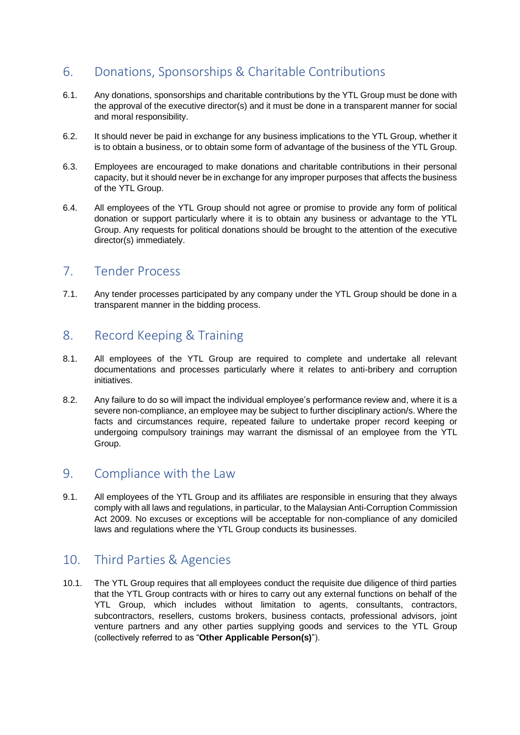## 6. Donations, Sponsorships & Charitable Contributions

6.1. Any donations, sponsorships and charitable contributions by the YTL Group must be done with the approval of the executive director(s) and it must be done in a transparent manner for social and moral responsibility.

6.2. It should never be paid in exchange for any business implications to the YTL Group, whether it is to obtain a business, or to obtain some form of advantage of the business of the YTL Group.

6.3. Employees are encouraged to make donations and charitable contributions in their personal capacity, but it should never be in exchange for any improper purposes that affects the business of the YTL Group.

6.4. All employees of the YTL Group should not agree or promise to provide any form of political donation or support particularly where it is to obtain any business or advantage to the YTL Group. Any requests for political donations should be brought to the attention of the executive director(s) immediately.

## 7. Tender Process

7.1. Any tender processes participated by any company under the YTL Group should be done in a transparent manner in the bidding process.

## 8. Record Keeping & Training

8.1. All employees of the YTL Group are required to complete and undertake all relevant documentations and processes particularly where it relates to anti-bribery and corruption initiatives.

8.2. Any failure to do so will impact the individual employee's performance review and, where it is a severe non-compliance, an employee may be subject to further disciplinary action/s. Where the facts and circumstances require, repeated failure to undertake proper record keeping or undergoing compulsory trainings may warrant the dismissal of an employee from the YTL Group.

## 9. Compliance with the Law

9.1. All employees of the YTL Group and its affiliates are responsible in ensuring that they always comply with all laws and regulations, in particular, to the Malaysian Anti-Corruption Commission Act 2009. No excuses or exceptions will be acceptable for non-compliance of any domiciled laws and regulations where the YTL Group conducts its businesses.

## 10. Third Parties & Agencies

10.1. The YTL Group requires that all employees conduct the requisite due diligence of third parties that the YTL Group contracts with or hires to carry out any external functions on behalf of the YTL Group, which includes without limitation to agents, consultants, contractors, subcontractors, resellers, customs brokers, business contacts, professional advisors, joint venture partners and any other parties supplying goods and services to the YTL Group (collectively referred to as "**Other Applicable Person(s)**").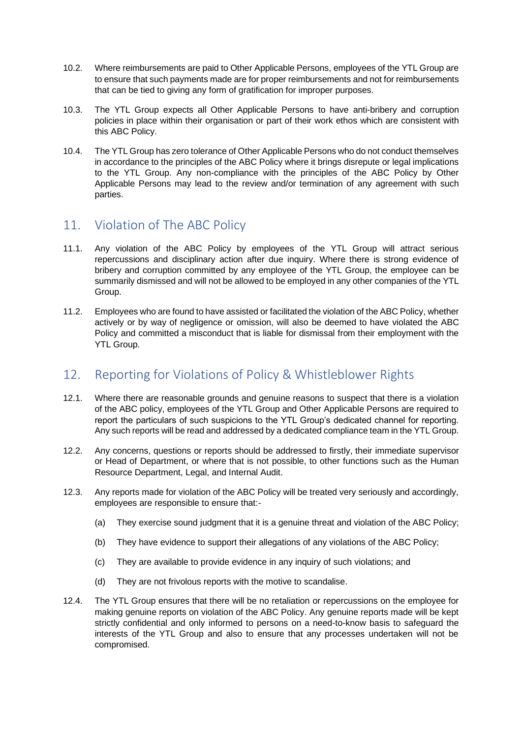10.2. Where reimbursements are paid to Other Applicable Persons, employees of the YTL Group are to ensure that such payments made are for proper reimbursements and not for reimbursements that can be tied to giving any form of gratification for improper purposes.

10.3. The YTL Group expects all Other Applicable Persons to have anti-bribery and corruption policies in place within their organisation or part of their work ethos which are consistent with this ABC Policy.

10.4. The YTL Group has zero tolerance of Other Applicable Persons who do not conduct themselves in accordance to the principles of the ABC Policy where it brings disrepute or legal implications to the YTL Group. Any non-compliance with the principles of the ABC Policy by Other Applicable Persons may lead to the review and/or termination of any agreement with such parties.

## 11. Violation of The ABC Policy

11.1. Any violation of the ABC Policy by employees of the YTL Group will attract serious repercussions and disciplinary action after due inquiry. Where there is strong evidence of bribery and corruption committed by any employee of the YTL Group, the employee can be summarily dismissed and will not be allowed to be employed in any other companies of the YTL Group.

11.2. Employees who are found to have assisted or facilitated the violation of the ABC Policy, whether actively or by way of negligence or omission, will also be deemed to have violated the ABC Policy and committed a misconduct that is liable for dismissal from their employment with the YTL Group.

## 12. Reporting for Violations of Policy & Whistleblower Rights

12.1. Where there are reasonable grounds and genuine reasons to suspect that there is a violation of the ABC policy, employees of the YTL Group and Other Applicable Persons are required to report the particulars of such suspicions to the YTL Group's dedicated channel for reporting. Any such reports will be read and addressed by a dedicated compliance team in the YTL Group.

12.2. Any concerns, questions or reports should be addressed to firstly, their immediate supervisor or Head of Department, or where that is not possible, to other functions such as the Human Resource Department, Legal, and Internal Audit.

12.3. Any reports made for violation of the ABC Policy will be treated very seriously and accordingly, employees are responsible to ensure that:-

(a) They exercise sound judgment that it is a genuine threat and violation of the ABC Policy;

(b) They have evidence to support their allegations of any violations of the ABC Policy;

(c) They are available to provide evidence in any inquiry of such violations; and

(d) They are not frivolous reports with the motive to scandalise.

12.4. The YTL Group ensures that there will be no retaliation or repercussions on the employee for making genuine reports on violation of the ABC Policy. Any genuine reports made will be kept strictly confidential and only informed to persons on a need-to-know basis to safeguard the interests of the YTL Group and also to ensure that any processes undertaken will not be compromised.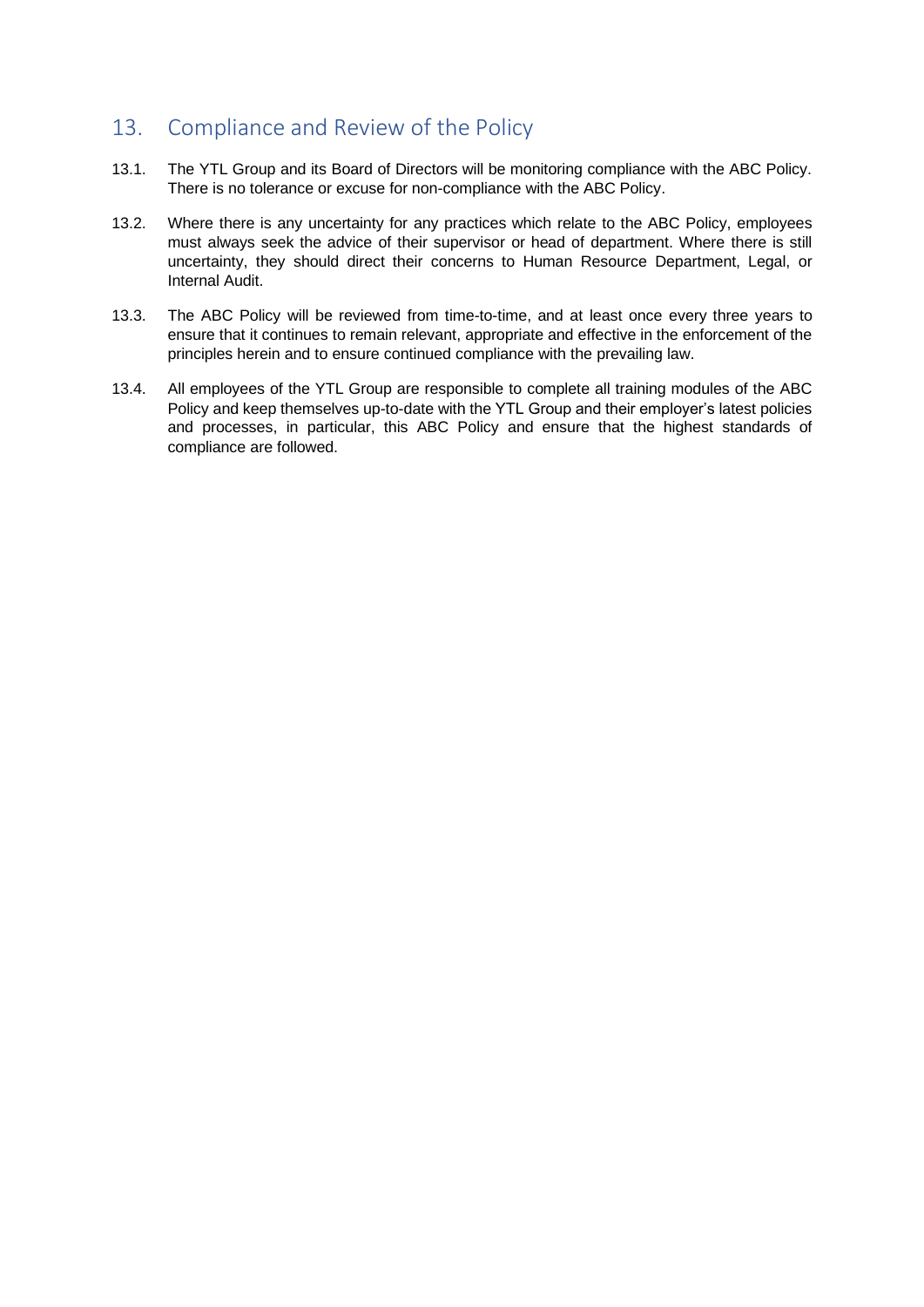## 13. Compliance and Review of the Policy

13.1. The YTL Group and its Board of Directors will be monitoring compliance with the ABC Policy. There is no tolerance or excuse for non-compliance with the ABC Policy.

13.2. Where there is any uncertainty for any practices which relate to the ABC Policy, employees must always seek the advice of their supervisor or head of department. Where there is still uncertainty, they should direct their concerns to Human Resource Department, Legal, or Internal Audit.

13.3. The ABC Policy will be reviewed from time-to-time, and at least once every three years to ensure that it continues to remain relevant, appropriate and effective in the enforcement of the principles herein and to ensure continued compliance with the prevailing law.

13.4. All employees of the YTL Group are responsible to complete all training modules of the ABC Policy and keep themselves up-to-date with the YTL Group and their employer's latest policies and processes, in particular, this ABC Policy and ensure that the highest standards of compliance are followed.